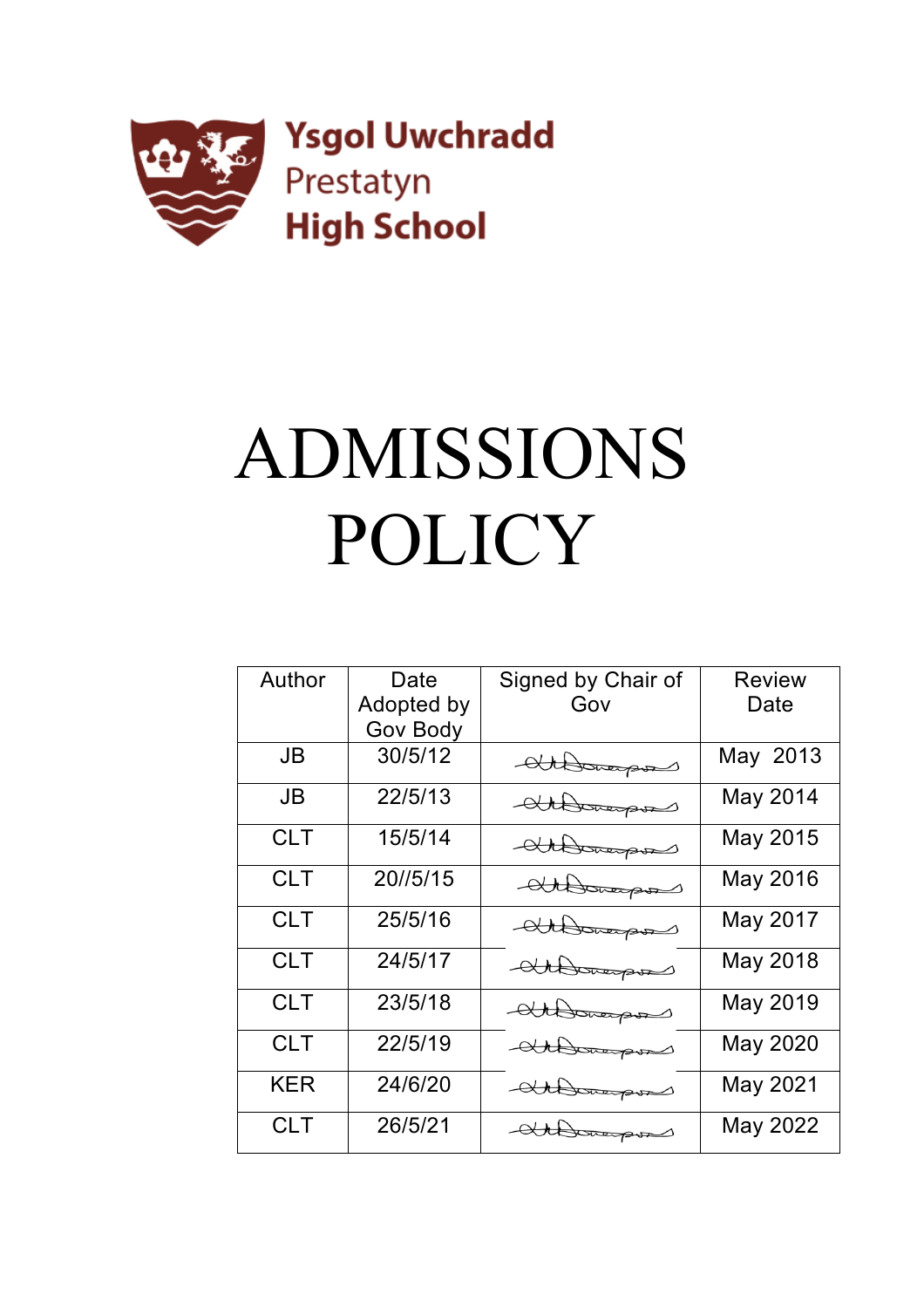**Ysgol Uwchradd Prestatyn High School**

# ADMISSIONS POLICY

| Author | Date Adopted by Gov Body | Signed by Chair of Gov | Review Date |
|---|---|---|---|
| JB | 30/5/12 | | May 2013 |
| JB | 22/5/13 | | May 2014 |
| CLT | 15/5/14 | | May 2015 |
| CLT | 20//5/15 | | May 2016 |
| CLT | 25/5/16 | | May 2017 |
| CLT | 24/5/17 | | May 2018 |
| CLT | 23/5/18 | | May 2019 |
| CLT | 22/5/19 | | May 2020 |
| KER | 24/6/20 | | May 2021 |
| CLT | 26/5/21 | | May 2022 |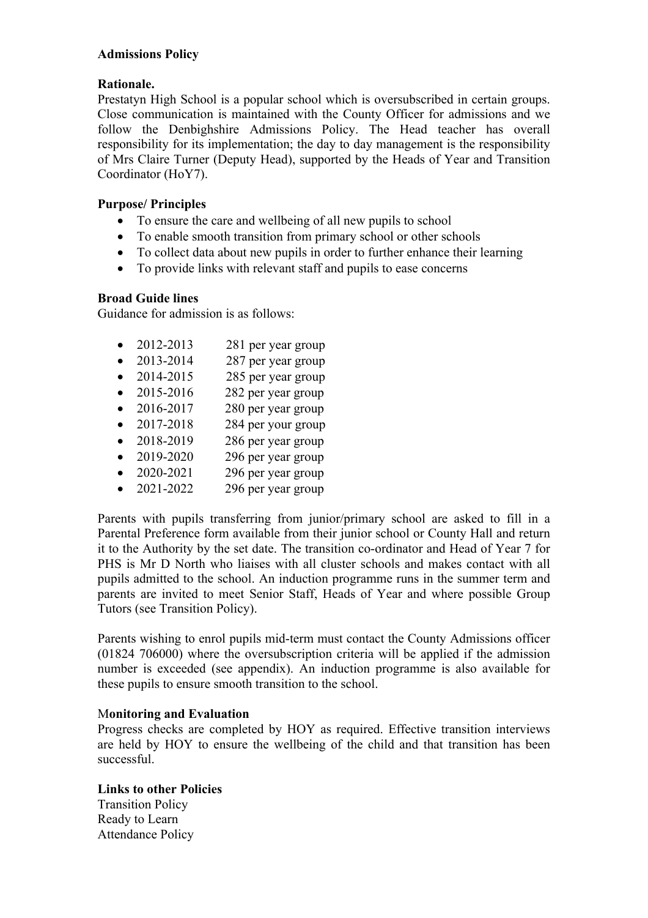**Admissions Policy**

**Rationale.**

Prestatyn High School is a popular school which is oversubscribed in certain groups. Close communication is maintained with the County Officer for admissions and we follow the Denbighshire Admissions Policy. The Head teacher has overall responsibility for its implementation; the day to day management is the responsibility of Mrs Claire Turner (Deputy Head), supported by the Heads of Year and Transition Coordinator (HoY7).

**Purpose/ Principles**

- To ensure the care and wellbeing of all new pupils to school
- To enable smooth transition from primary school or other schools
- To collect data about new pupils in order to further enhance their learning
- To provide links with relevant staff and pupils to ease concerns

**Broad Guide lines**

Guidance for admission is as follows:

- 2012-2013 281 per year group
- 2013-2014 287 per year group
- 2014-2015 285 per year group
- 2015-2016 282 per year group
- 2016-2017 280 per year group
- 2017-2018 284 per your group
- 2018-2019 286 per year group
- 2019-2020 296 per year group
- 2020-2021 296 per year group
- 2021-2022 296 per year group

Parents with pupils transferring from junior/primary school are asked to fill in a Parental Preference form available from their junior school or County Hall and return it to the Authority by the set date. The transition co-ordinator and Head of Year 7 for PHS is Mr D North who liaises with all cluster schools and makes contact with all pupils admitted to the school. An induction programme runs in the summer term and parents are invited to meet Senior Staff, Heads of Year and where possible Group Tutors (see Transition Policy).

Parents wishing to enrol pupils mid-term must contact the County Admissions officer (01824 706000) where the oversubscription criteria will be applied if the admission number is exceeded (see appendix). An induction programme is also available for these pupils to ensure smooth transition to the school.

**Monitoring and Evaluation**

Progress checks are completed by HOY as required. Effective transition interviews are held by HOY to ensure the wellbeing of the child and that transition has been successful.

**Links to other Policies**

Transition Policy
Ready to Learn
Attendance Policy